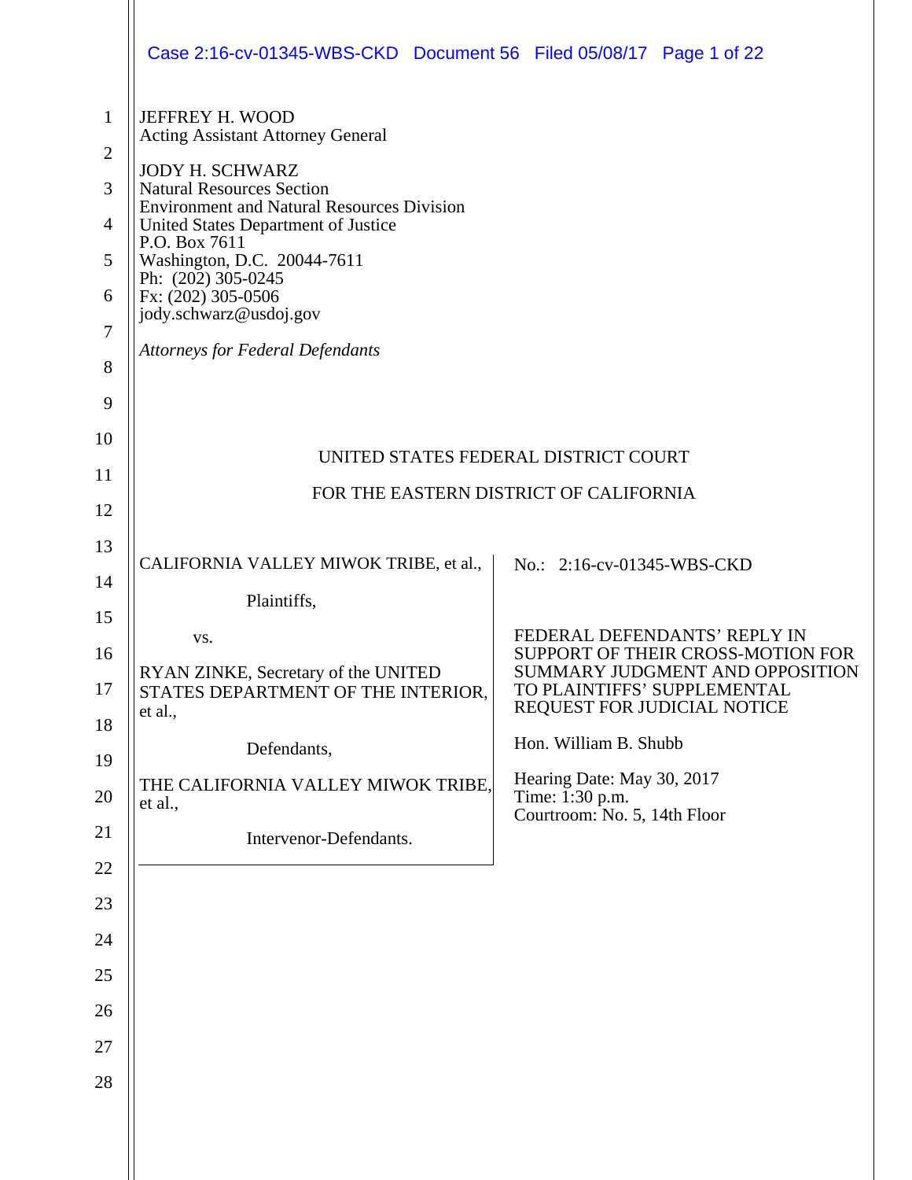JEFFREY H. WOOD
Acting Assistant Attorney General

JODY H. SCHWARZ
Natural Resources Section
Environment and Natural Resources Division
United States Department of Justice
P.O. Box 7611
Washington, D.C. 20044-7611
Ph: (202) 305-0245
Fx: (202) 305-0506
jody.schwarz@usdoj.gov

*Attorneys for Federal Defendants*

UNITED STATES FEDERAL DISTRICT COURT

FOR THE EASTERN DISTRICT OF CALIFORNIA

CALIFORNIA VALLEY MIWOK TRIBE, et al.,

Plaintiffs,

vs.

RYAN ZINKE, Secretary of the UNITED STATES DEPARTMENT OF THE INTERIOR, et al.,

Defendants,

THE CALIFORNIA VALLEY MIWOK TRIBE, et al.,

Intervenor-Defendants.

No.: 2:16-cv-01345-WBS-CKD

FEDERAL DEFENDANTS' REPLY IN SUPPORT OF THEIR CROSS-MOTION FOR SUMMARY JUDGMENT AND OPPOSITION TO PLAINTIFFS' SUPPLEMENTAL REQUEST FOR JUDICIAL NOTICE

Hon. William B. Shubb

Hearing Date: May 30, 2017
Time: 1:30 p.m.
Courtroom: No. 5, 14th Floor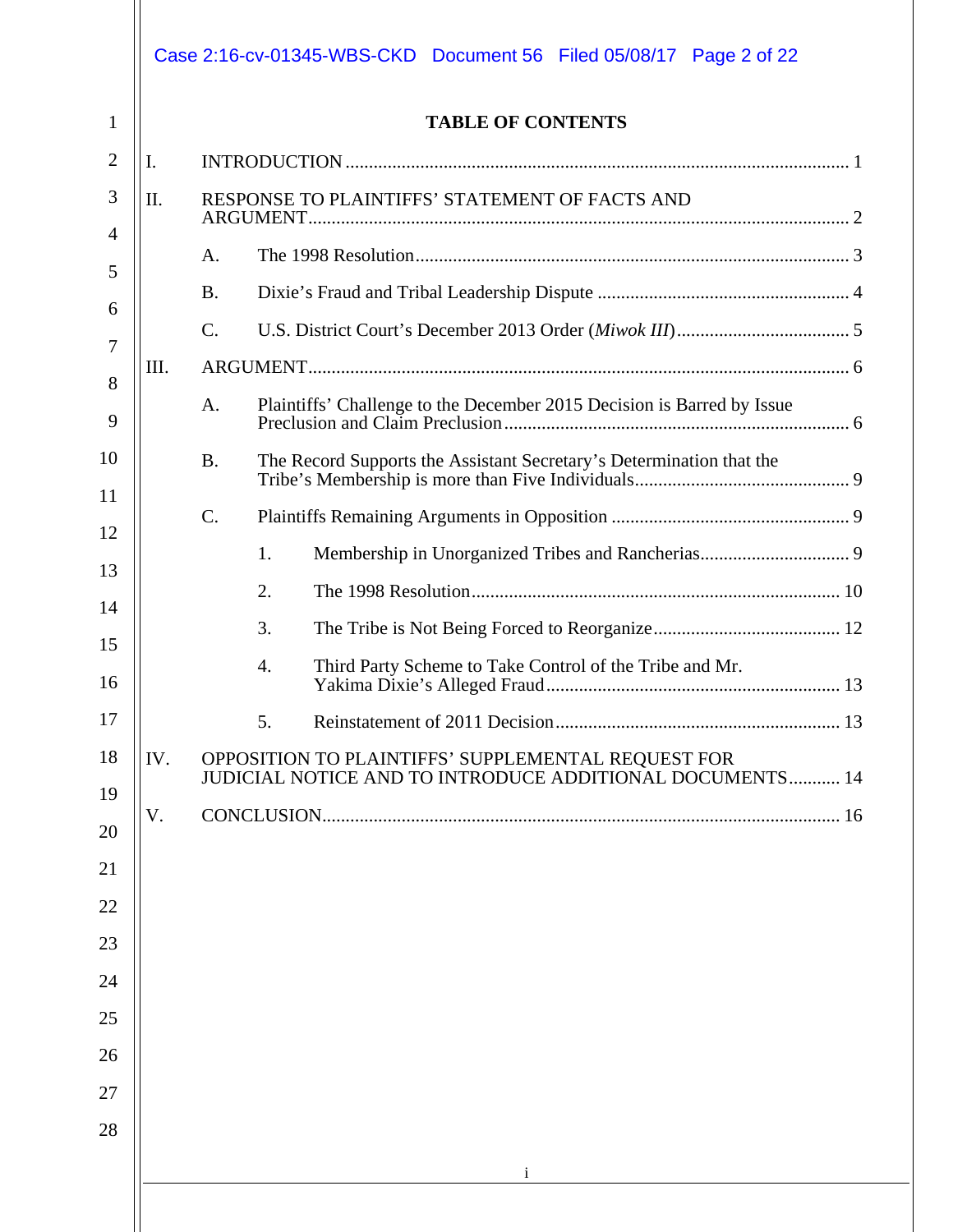## TABLE OF CONTENTS

I. INTRODUCTION ........................................................................................................ 1

II. RESPONSE TO PLAINTIFFS' STATEMENT OF FACTS AND ARGUMENT ........................................................................................................ 2

- A. The 1998 Resolution ........................................................................................ 3
- B. Dixie's Fraud and Tribal Leadership Dispute ..................................................... 4
- C. U.S. District Court's December 2013 Order (*Miwok III*) .................................... 5

III. ARGUMENT ........................................................................................................ 6

- A. Plaintiffs' Challenge to the December 2015 Decision is Barred by Issue Preclusion and Claim Preclusion ........................................................................ 6
- B. The Record Supports the Assistant Secretary's Determination that the Tribe's Membership is more than Five Individuals ............................................. 9
- C. Plaintiffs Remaining Arguments in Opposition .................................................. 9
  1. Membership in Unorganized Tribes and Rancherias ................................ 9
  2. The 1998 Resolution .............................................................................. 10
  3. The Tribe is Not Being Forced to Reorganize ........................................ 12
  4. Third Party Scheme to Take Control of the Tribe and Mr. Yakima Dixie's Alleged Fraud .............................................................. 13
  5. Reinstatement of 2011 Decision ............................................................ 13

IV. OPPOSITION TO PLAINTIFFS' SUPPLEMENTAL REQUEST FOR JUDICIAL NOTICE AND TO INTRODUCE ADDITIONAL DOCUMENTS ........... 14

V. CONCLUSION ........................................................................................................ 16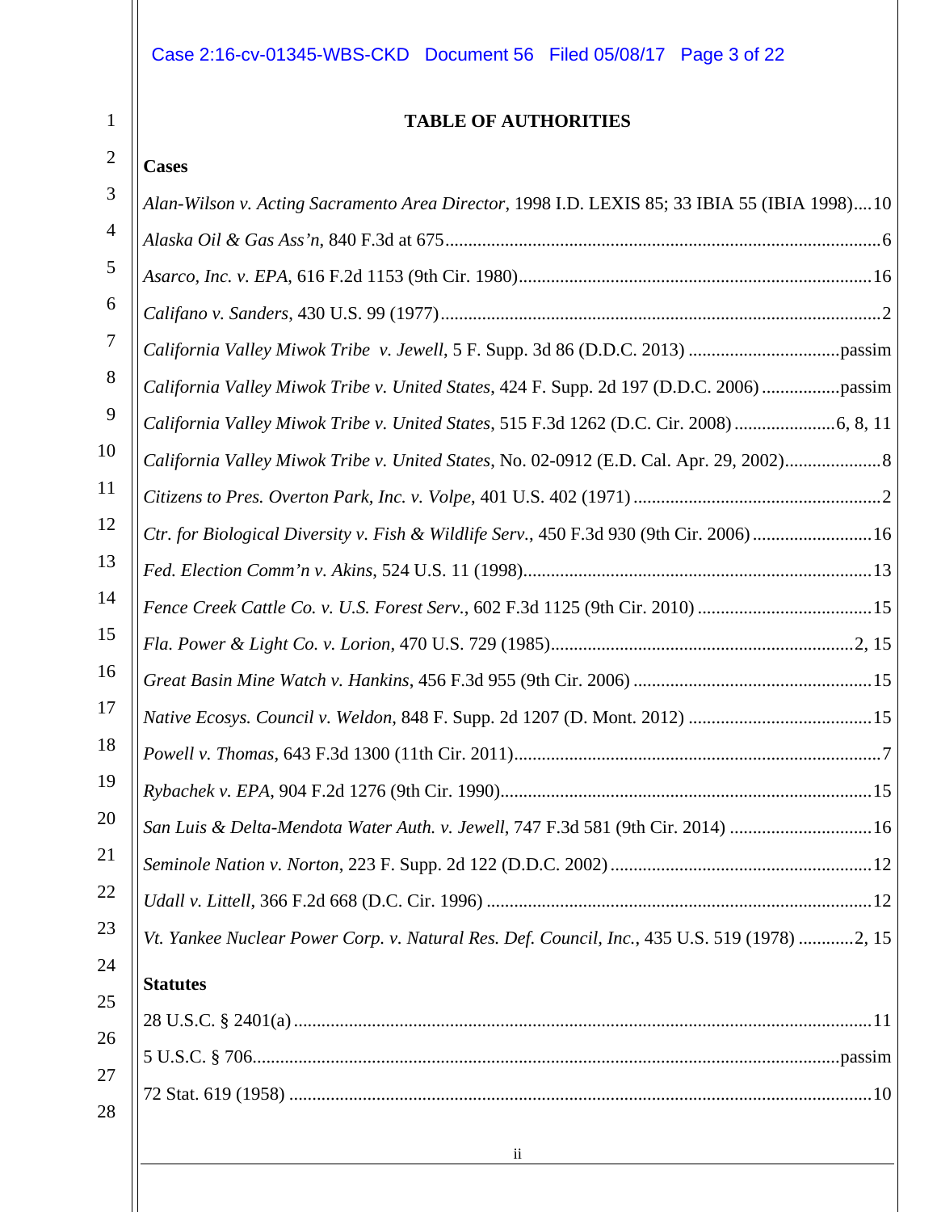## TABLE OF AUTHORITIES

### Cases

*Alan-Wilson v. Acting Sacramento Area Director*, 1998 I.D. LEXIS 85; 33 IBIA 55 (IBIA 1998)....10

*Alaska Oil & Gas Ass'n*, 840 F.3d at 675....6

*Asarco, Inc. v. EPA*, 616 F.2d 1153 (9th Cir. 1980)....16

*Califano v. Sanders*, 430 U.S. 99 (1977)....2

*California Valley Miwok Tribe v. Jewell*, 5 F. Supp. 3d 86 (D.D.C. 2013)....passim

*California Valley Miwok Tribe v. United States*, 424 F. Supp. 2d 197 (D.D.C. 2006)....passim

*California Valley Miwok Tribe v. United States*, 515 F.3d 1262 (D.C. Cir. 2008)....6, 8, 11

*California Valley Miwok Tribe v. United States*, No. 02-0912 (E.D. Cal. Apr. 29, 2002)....8

*Citizens to Pres. Overton Park, Inc. v. Volpe*, 401 U.S. 402 (1971)....2

*Ctr. for Biological Diversity v. Fish & Wildlife Serv.*, 450 F.3d 930 (9th Cir. 2006)....16

*Fed. Election Comm'n v. Akins*, 524 U.S. 11 (1998)....13

*Fence Creek Cattle Co. v. U.S. Forest Serv.*, 602 F.3d 1125 (9th Cir. 2010)....15

*Fla. Power & Light Co. v. Lorion*, 470 U.S. 729 (1985)....2, 15

*Great Basin Mine Watch v. Hankins*, 456 F.3d 955 (9th Cir. 2006)....15

*Native Ecosys. Council v. Weldon*, 848 F. Supp. 2d 1207 (D. Mont. 2012)....15

*Powell v. Thomas*, 643 F.3d 1300 (11th Cir. 2011)....7

*Rybachek v. EPA*, 904 F.2d 1276 (9th Cir. 1990)....15

*San Luis & Delta-Mendota Water Auth. v. Jewell*, 747 F.3d 581 (9th Cir. 2014)....16

*Seminole Nation v. Norton*, 223 F. Supp. 2d 122 (D.D.C. 2002)....12

*Udall v. Littell*, 366 F.2d 668 (D.C. Cir. 1996)....12

*Vt. Yankee Nuclear Power Corp. v. Natural Res. Def. Council, Inc.*, 435 U.S. 519 (1978)....2, 15

### Statutes

28 U.S.C. § 2401(a)....11

5 U.S.C. § 706....passim

72 Stat. 619 (1958)....10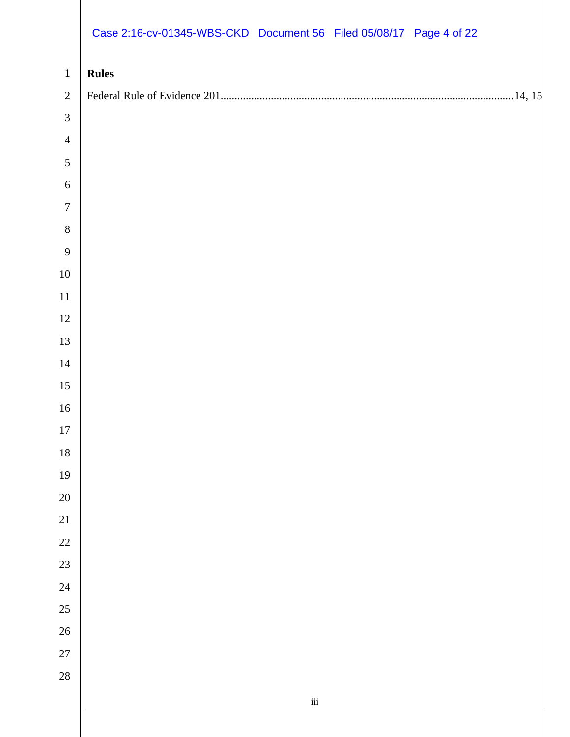**Rules**

Federal Rule of Evidence 201 .......................................................................................... 14, 15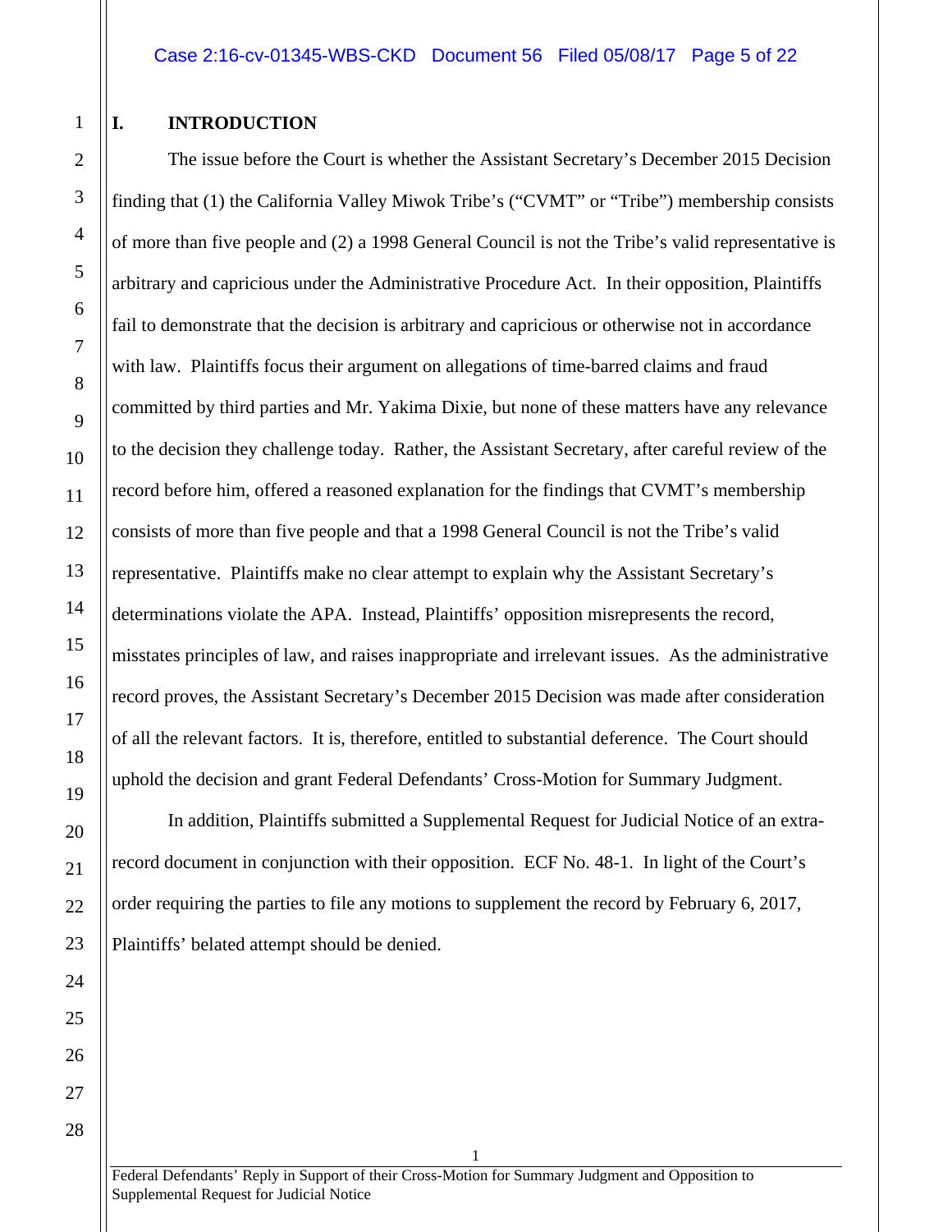## I. INTRODUCTION

The issue before the Court is whether the Assistant Secretary's December 2015 Decision finding that (1) the California Valley Miwok Tribe's ("CVMT" or "Tribe") membership consists of more than five people and (2) a 1998 General Council is not the Tribe's valid representative is arbitrary and capricious under the Administrative Procedure Act. In their opposition, Plaintiffs fail to demonstrate that the decision is arbitrary and capricious or otherwise not in accordance with law. Plaintiffs focus their argument on allegations of time-barred claims and fraud committed by third parties and Mr. Yakima Dixie, but none of these matters have any relevance to the decision they challenge today. Rather, the Assistant Secretary, after careful review of the record before him, offered a reasoned explanation for the findings that CVMT's membership consists of more than five people and that a 1998 General Council is not the Tribe's valid representative. Plaintiffs make no clear attempt to explain why the Assistant Secretary's determinations violate the APA. Instead, Plaintiffs' opposition misrepresents the record, misstates principles of law, and raises inappropriate and irrelevant issues. As the administrative record proves, the Assistant Secretary's December 2015 Decision was made after consideration of all the relevant factors. It is, therefore, entitled to substantial deference. The Court should uphold the decision and grant Federal Defendants' Cross-Motion for Summary Judgment.

In addition, Plaintiffs submitted a Supplemental Request for Judicial Notice of an extra-record document in conjunction with their opposition. ECF No. 48-1. In light of the Court's order requiring the parties to file any motions to supplement the record by February 6, 2017, Plaintiffs' belated attempt should be denied.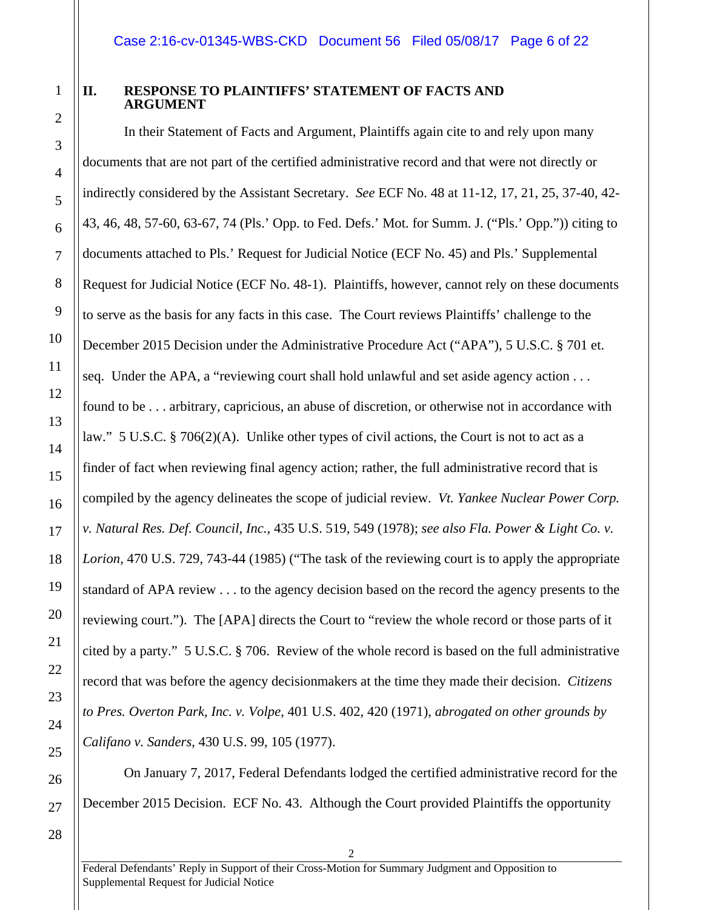## II. RESPONSE TO PLAINTIFFS' STATEMENT OF FACTS AND ARGUMENT

In their Statement of Facts and Argument, Plaintiffs again cite to and rely upon many documents that are not part of the certified administrative record and that were not directly or indirectly considered by the Assistant Secretary. *See* ECF No. 48 at 11-12, 17, 21, 25, 37-40, 42-43, 46, 48, 57-60, 63-67, 74 (Pls.' Opp. to Fed. Defs.' Mot. for Summ. J. ("Pls.' Opp.")) citing to documents attached to Pls.' Request for Judicial Notice (ECF No. 45) and Pls.' Supplemental Request for Judicial Notice (ECF No. 48-1). Plaintiffs, however, cannot rely on these documents to serve as the basis for any facts in this case. The Court reviews Plaintiffs' challenge to the December 2015 Decision under the Administrative Procedure Act ("APA"), 5 U.S.C. § 701 et. seq. Under the APA, a "reviewing court shall hold unlawful and set aside agency action . . . found to be . . . arbitrary, capricious, an abuse of discretion, or otherwise not in accordance with law." 5 U.S.C. § 706(2)(A). Unlike other types of civil actions, the Court is not to act as a finder of fact when reviewing final agency action; rather, the full administrative record that is compiled by the agency delineates the scope of judicial review. *Vt. Yankee Nuclear Power Corp. v. Natural Res. Def. Council, Inc.*, 435 U.S. 519, 549 (1978); *see also Fla. Power & Light Co. v. Lorion*, 470 U.S. 729, 743-44 (1985) ("The task of the reviewing court is to apply the appropriate standard of APA review . . . to the agency decision based on the record the agency presents to the reviewing court."). The [APA] directs the Court to "review the whole record or those parts of it cited by a party." 5 U.S.C. § 706. Review of the whole record is based on the full administrative record that was before the agency decisionmakers at the time they made their decision. *Citizens to Pres. Overton Park, Inc. v. Volpe*, 401 U.S. 402, 420 (1971), *abrogated on other grounds by Califano v. Sanders*, 430 U.S. 99, 105 (1977).

On January 7, 2017, Federal Defendants lodged the certified administrative record for the December 2015 Decision. ECF No. 43. Although the Court provided Plaintiffs the opportunity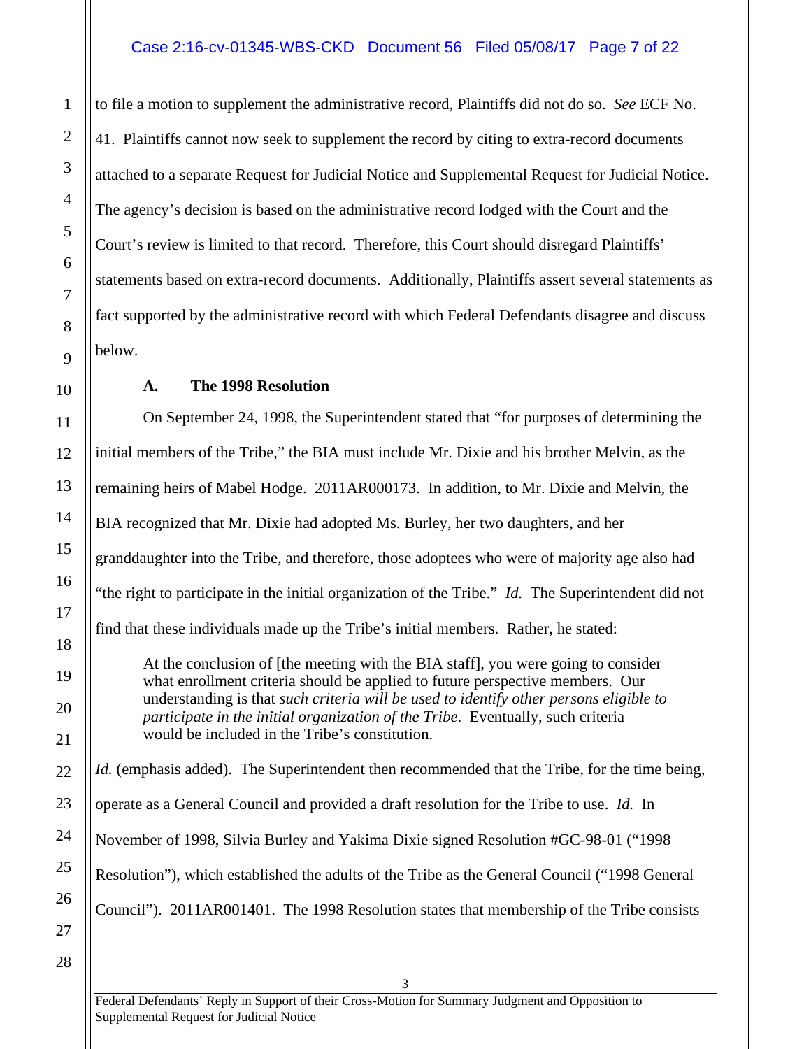to file a motion to supplement the administrative record, Plaintiffs did not do so. *See* ECF No. 41. Plaintiffs cannot now seek to supplement the record by citing to extra-record documents attached to a separate Request for Judicial Notice and Supplemental Request for Judicial Notice. The agency's decision is based on the administrative record lodged with the Court and the Court's review is limited to that record. Therefore, this Court should disregard Plaintiffs' statements based on extra-record documents. Additionally, Plaintiffs assert several statements as fact supported by the administrative record with which Federal Defendants disagree and discuss below.

**A. The 1998 Resolution**

On September 24, 1998, the Superintendent stated that "for purposes of determining the initial members of the Tribe," the BIA must include Mr. Dixie and his brother Melvin, as the remaining heirs of Mabel Hodge. 2011AR000173. In addition, to Mr. Dixie and Melvin, the BIA recognized that Mr. Dixie had adopted Ms. Burley, her two daughters, and her granddaughter into the Tribe, and therefore, those adoptees who were of majority age also had "the right to participate in the initial organization of the Tribe." *Id.* The Superintendent did not find that these individuals made up the Tribe's initial members. Rather, he stated:

> At the conclusion of [the meeting with the BIA staff], you were going to consider what enrollment criteria should be applied to future perspective members. Our understanding is that *such criteria will be used to identify other persons eligible to participate in the initial organization of the Tribe*. Eventually, such criteria would be included in the Tribe's constitution.

*Id.* (emphasis added). The Superintendent then recommended that the Tribe, for the time being, operate as a General Council and provided a draft resolution for the Tribe to use. *Id.* In November of 1998, Silvia Burley and Yakima Dixie signed Resolution #GC-98-01 ("1998 Resolution"), which established the adults of the Tribe as the General Council ("1998 General Council"). 2011AR001401. The 1998 Resolution states that membership of the Tribe consists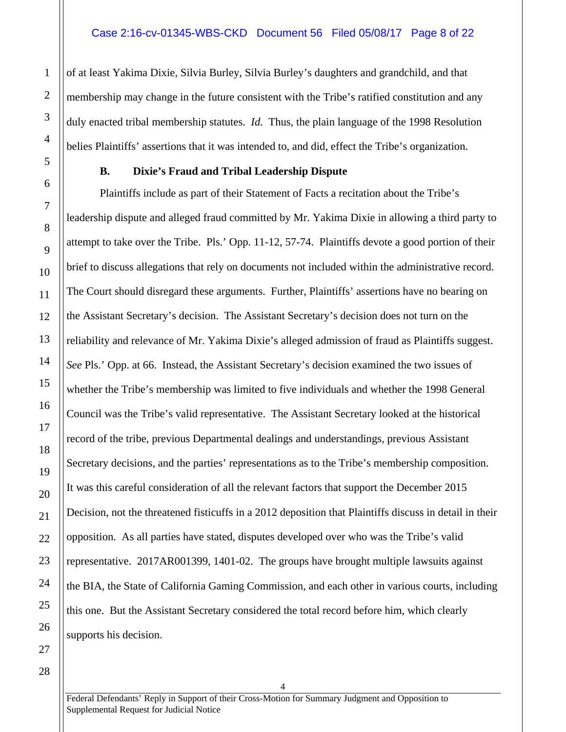of at least Yakima Dixie, Silvia Burley, Silvia Burley's daughters and grandchild, and that membership may change in the future consistent with the Tribe's ratified constitution and any duly enacted tribal membership statutes. *Id.* Thus, the plain language of the 1998 Resolution belies Plaintiffs' assertions that it was intended to, and did, effect the Tribe's organization.

### B. Dixie's Fraud and Tribal Leadership Dispute

Plaintiffs include as part of their Statement of Facts a recitation about the Tribe's leadership dispute and alleged fraud committed by Mr. Yakima Dixie in allowing a third party to attempt to take over the Tribe. Pls.' Opp. 11-12, 57-74. Plaintiffs devote a good portion of their brief to discuss allegations that rely on documents not included within the administrative record. The Court should disregard these arguments. Further, Plaintiffs' assertions have no bearing on the Assistant Secretary's decision. The Assistant Secretary's decision does not turn on the reliability and relevance of Mr. Yakima Dixie's alleged admission of fraud as Plaintiffs suggest. *See* Pls.' Opp. at 66. Instead, the Assistant Secretary's decision examined the two issues of whether the Tribe's membership was limited to five individuals and whether the 1998 General Council was the Tribe's valid representative. The Assistant Secretary looked at the historical record of the tribe, previous Departmental dealings and understandings, previous Assistant Secretary decisions, and the parties' representations as to the Tribe's membership composition. It was this careful consideration of all the relevant factors that support the December 2015 Decision, not the threatened fisticuffs in a 2012 deposition that Plaintiffs discuss in detail in their opposition. As all parties have stated, disputes developed over who was the Tribe's valid representative. 2017AR001399, 1401-02. The groups have brought multiple lawsuits against the BIA, the State of California Gaming Commission, and each other in various courts, including this one. But the Assistant Secretary considered the total record before him, which clearly supports his decision.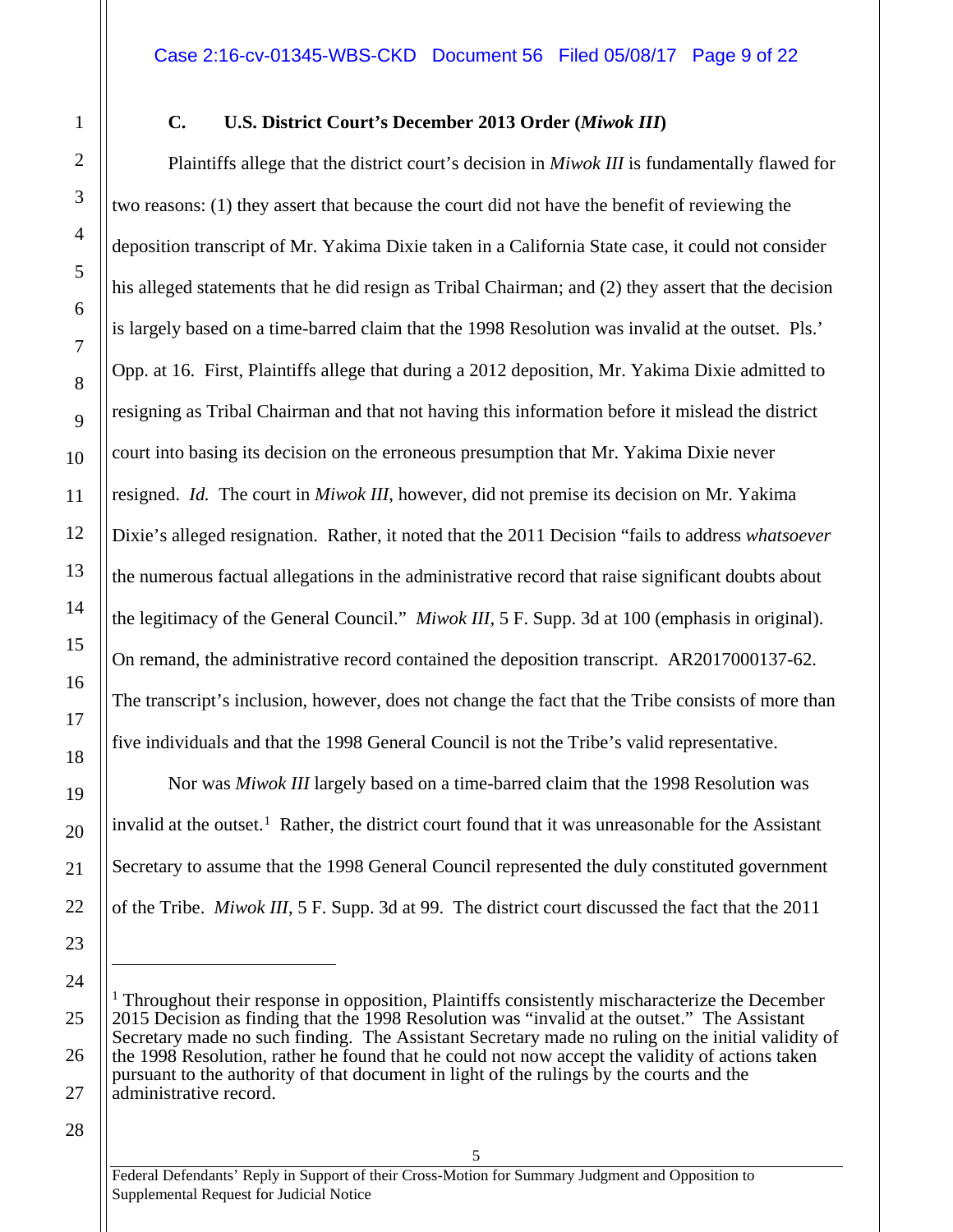### C. U.S. District Court's December 2013 Order (*Miwok III*)

Plaintiffs allege that the district court's decision in *Miwok III* is fundamentally flawed for two reasons: (1) they assert that because the court did not have the benefit of reviewing the deposition transcript of Mr. Yakima Dixie taken in a California State case, it could not consider his alleged statements that he did resign as Tribal Chairman; and (2) they assert that the decision is largely based on a time-barred claim that the 1998 Resolution was invalid at the outset. Pls.' Opp. at 16. First, Plaintiffs allege that during a 2012 deposition, Mr. Yakima Dixie admitted to resigning as Tribal Chairman and that not having this information before it mislead the district court into basing its decision on the erroneous presumption that Mr. Yakima Dixie never resigned. *Id.* The court in *Miwok III*, however, did not premise its decision on Mr. Yakima Dixie's alleged resignation. Rather, it noted that the 2011 Decision "fails to address *whatsoever* the numerous factual allegations in the administrative record that raise significant doubts about the legitimacy of the General Council." *Miwok III*, 5 F. Supp. 3d at 100 (emphasis in original). On remand, the administrative record contained the deposition transcript. AR2017000137-62. The transcript's inclusion, however, does not change the fact that the Tribe consists of more than five individuals and that the 1998 General Council is not the Tribe's valid representative.

Nor was *Miwok III* largely based on a time-barred claim that the 1998 Resolution was invalid at the outset.[1] Rather, the district court found that it was unreasonable for the Assistant Secretary to assume that the 1998 General Council represented the duly constituted government of the Tribe. *Miwok III*, 5 F. Supp. 3d at 99. The district court discussed the fact that the 2011

---

[1] Throughout their response in opposition, Plaintiffs consistently mischaracterize the December 2015 Decision as finding that the 1998 Resolution was "invalid at the outset." The Assistant Secretary made no such finding. The Assistant Secretary made no ruling on the initial validity of the 1998 Resolution, rather he found that he could not now accept the validity of actions taken pursuant to the authority of that document in light of the rulings by the courts and the administrative record.

Federal Defendants' Reply in Support of their Cross-Motion for Summary Judgment and Opposition to Supplemental Request for Judicial Notice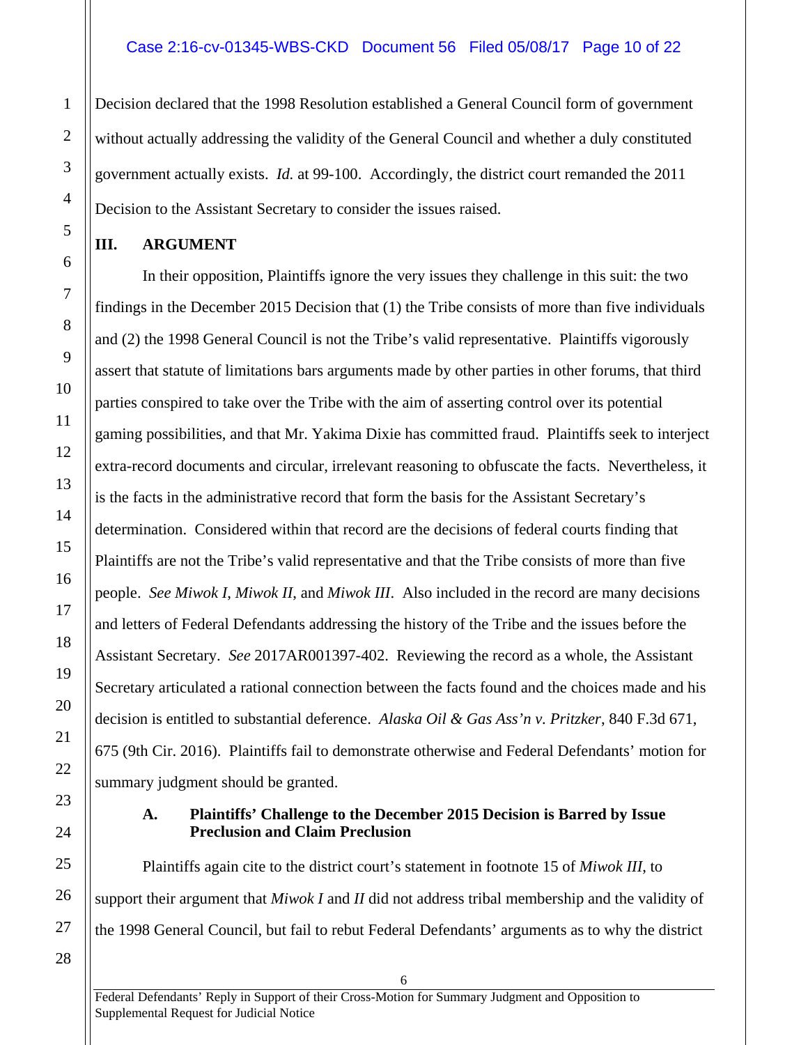Decision declared that the 1998 Resolution established a General Council form of government without actually addressing the validity of the General Council and whether a duly constituted government actually exists. *Id.* at 99-100. Accordingly, the district court remanded the 2011 Decision to the Assistant Secretary to consider the issues raised.

## III. ARGUMENT

In their opposition, Plaintiffs ignore the very issues they challenge in this suit: the two findings in the December 2015 Decision that (1) the Tribe consists of more than five individuals and (2) the 1998 General Council is not the Tribe's valid representative. Plaintiffs vigorously assert that statute of limitations bars arguments made by other parties in other forums, that third parties conspired to take over the Tribe with the aim of asserting control over its potential gaming possibilities, and that Mr. Yakima Dixie has committed fraud. Plaintiffs seek to interject extra-record documents and circular, irrelevant reasoning to obfuscate the facts. Nevertheless, it is the facts in the administrative record that form the basis for the Assistant Secretary's determination. Considered within that record are the decisions of federal courts finding that Plaintiffs are not the Tribe's valid representative and that the Tribe consists of more than five people. *See Miwok I*, *Miwok II*, and *Miwok III*. Also included in the record are many decisions and letters of Federal Defendants addressing the history of the Tribe and the issues before the Assistant Secretary. *See* 2017AR001397-402. Reviewing the record as a whole, the Assistant Secretary articulated a rational connection between the facts found and the choices made and his decision is entitled to substantial deference. *Alaska Oil & Gas Ass'n v. Pritzker*, 840 F.3d 671, 675 (9th Cir. 2016). Plaintiffs fail to demonstrate otherwise and Federal Defendants' motion for summary judgment should be granted.

### A. Plaintiffs' Challenge to the December 2015 Decision is Barred by Issue Preclusion and Claim Preclusion

Plaintiffs again cite to the district court's statement in footnote 15 of *Miwok III*, to support their argument that *Miwok I* and *II* did not address tribal membership and the validity of the 1998 General Council, but fail to rebut Federal Defendants' arguments as to why the district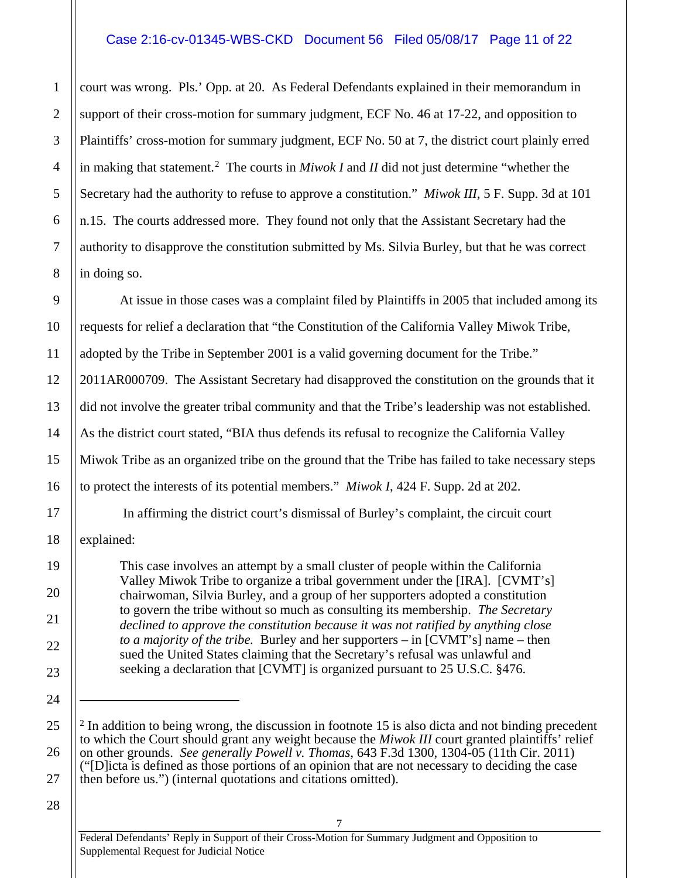court was wrong. Pls.' Opp. at 20. As Federal Defendants explained in their memorandum in support of their cross-motion for summary judgment, ECF No. 46 at 17-22, and opposition to Plaintiffs' cross-motion for summary judgment, ECF No. 50 at 7, the district court plainly erred in making that statement.[2] The courts in *Miwok I* and *II* did not just determine "whether the Secretary had the authority to refuse to approve a constitution." *Miwok III*, 5 F. Supp. 3d at 101 n.15. The courts addressed more. They found not only that the Assistant Secretary had the authority to disapprove the constitution submitted by Ms. Silvia Burley, but that he was correct in doing so.

At issue in those cases was a complaint filed by Plaintiffs in 2005 that included among its requests for relief a declaration that "the Constitution of the California Valley Miwok Tribe, adopted by the Tribe in September 2001 is a valid governing document for the Tribe." 2011AR000709. The Assistant Secretary had disapproved the constitution on the grounds that it did not involve the greater tribal community and that the Tribe's leadership was not established. As the district court stated, "BIA thus defends its refusal to recognize the California Valley Miwok Tribe as an organized tribe on the ground that the Tribe has failed to take necessary steps to protect the interests of its potential members." *Miwok I*, 424 F. Supp. 2d at 202.

In affirming the district court's dismissal of Burley's complaint, the circuit court explained:

> This case involves an attempt by a small cluster of people within the California Valley Miwok Tribe to organize a tribal government under the [IRA]. [CVMT's] chairwoman, Silvia Burley, and a group of her supporters adopted a constitution to govern the tribe without so much as consulting its membership. *The Secretary declined to approve the constitution because it was not ratified by anything close to a majority of the tribe.* Burley and her supporters – in [CVMT's] name – then sued the United States claiming that the Secretary's refusal was unlawful and seeking a declaration that [CVMT] is organized pursuant to 25 U.S.C. §476.

---

[2] In addition to being wrong, the discussion in footnote 15 is also dicta and not binding precedent to which the Court should grant any weight because the *Miwok III* court granted plaintiffs' relief on other grounds. *See generally Powell v. Thomas*, 643 F.3d 1300, 1304-05 (11th Cir. 2011) ("[D]icta is defined as those portions of an opinion that are not necessary to deciding the case then before us.") (internal quotations and citations omitted).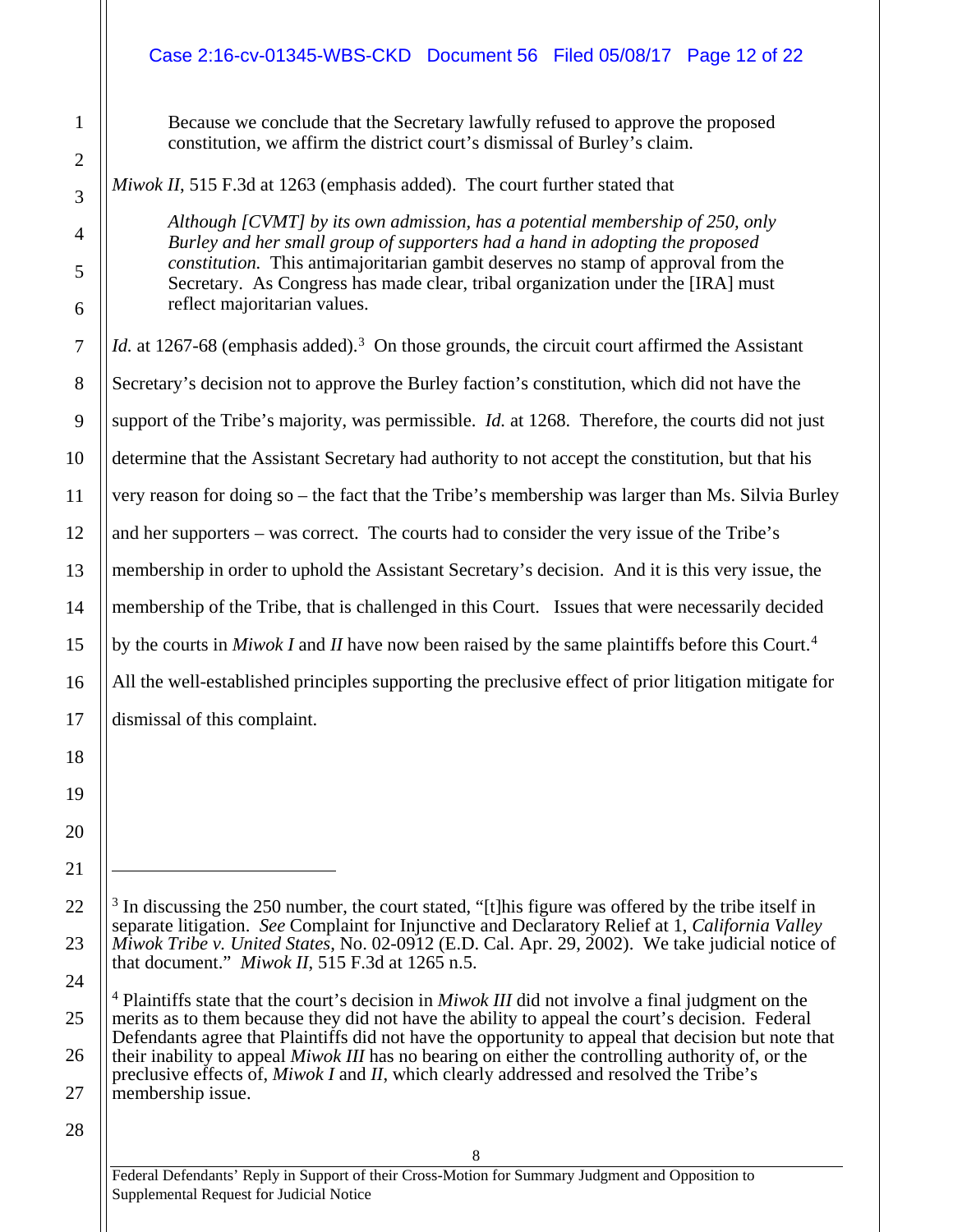> Because we conclude that the Secretary lawfully refused to approve the proposed constitution, we affirm the district court's dismissal of Burley's claim.

*Miwok II*, 515 F.3d at 1263 (emphasis added). The court further stated that

> *Although [CVMT] by its own admission, has a potential membership of 250, only Burley and her small group of supporters had a hand in adopting the proposed constitution.* This antimajoritarian gambit deserves no stamp of approval from the Secretary. As Congress has made clear, tribal organization under the [IRA] must reflect majoritarian values.

*Id.* at 1267-68 (emphasis added).[3] On those grounds, the circuit court affirmed the Assistant Secretary's decision not to approve the Burley faction's constitution, which did not have the support of the Tribe's majority, was permissible. *Id.* at 1268. Therefore, the courts did not just determine that the Assistant Secretary had authority to not accept the constitution, but that his very reason for doing so – the fact that the Tribe's membership was larger than Ms. Silvia Burley and her supporters – was correct. The courts had to consider the very issue of the Tribe's membership in order to uphold the Assistant Secretary's decision. And it is this very issue, the membership of the Tribe, that is challenged in this Court. Issues that were necessarily decided by the courts in *Miwok I* and *II* have now been raised by the same plaintiffs before this Court.[4] All the well-established principles supporting the preclusive effect of prior litigation mitigate for dismissal of this complaint.

---

[3] In discussing the 250 number, the court stated, "[t]his figure was offered by the tribe itself in separate litigation. *See* Complaint for Injunctive and Declaratory Relief at 1, *California Valley Miwok Tribe v. United States*, No. 02-0912 (E.D. Cal. Apr. 29, 2002). We take judicial notice of that document." *Miwok II*, 515 F.3d at 1265 n.5.

[4] Plaintiffs state that the court's decision in *Miwok III* did not involve a final judgment on the merits as to them because they did not have the ability to appeal the court's decision. Federal Defendants agree that Plaintiffs did not have the opportunity to appeal that decision but note that their inability to appeal *Miwok III* has no bearing on either the controlling authority of, or the preclusive effects of, *Miwok I* and *II*, which clearly addressed and resolved the Tribe's membership issue.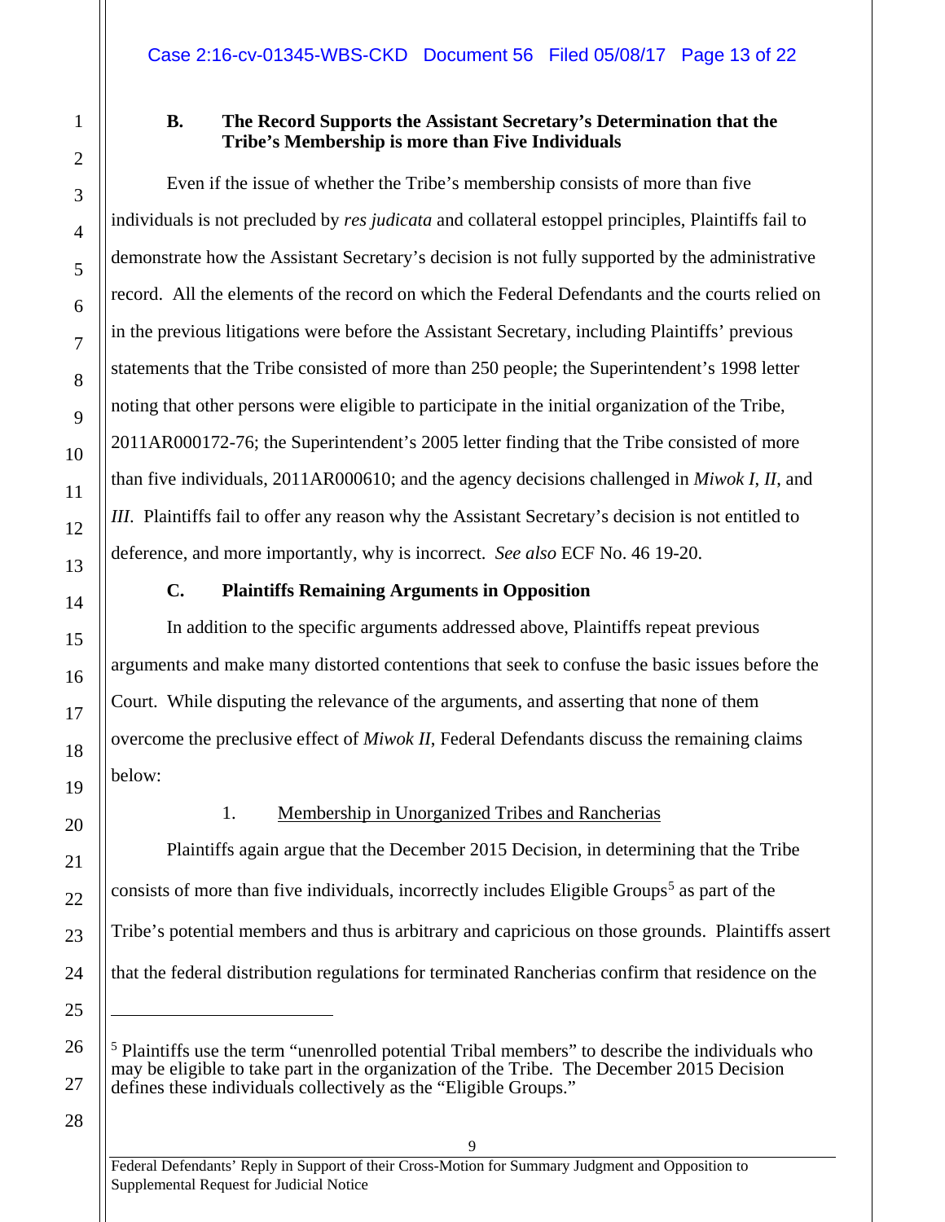### B. The Record Supports the Assistant Secretary's Determination that the Tribe's Membership is more than Five Individuals

Even if the issue of whether the Tribe's membership consists of more than five individuals is not precluded by *res judicata* and collateral estoppel principles, Plaintiffs fail to demonstrate how the Assistant Secretary's decision is not fully supported by the administrative record. All the elements of the record on which the Federal Defendants and the courts relied on in the previous litigations were before the Assistant Secretary, including Plaintiffs' previous statements that the Tribe consisted of more than 250 people; the Superintendent's 1998 letter noting that other persons were eligible to participate in the initial organization of the Tribe, 2011AR000172-76; the Superintendent's 2005 letter finding that the Tribe consisted of more than five individuals, 2011AR000610; and the agency decisions challenged in *Miwok I*, *II*, and *III*. Plaintiffs fail to offer any reason why the Assistant Secretary's decision is not entitled to deference, and more importantly, why is incorrect. *See also* ECF No. 46 19-20.

### C. Plaintiffs Remaining Arguments in Opposition

In addition to the specific arguments addressed above, Plaintiffs repeat previous arguments and make many distorted contentions that seek to confuse the basic issues before the Court. While disputing the relevance of the arguments, and asserting that none of them overcome the preclusive effect of *Miwok II*, Federal Defendants discuss the remaining claims below:

1. Membership in Unorganized Tribes and Rancherias

Plaintiffs again argue that the December 2015 Decision, in determining that the Tribe consists of more than five individuals, incorrectly includes Eligible Groups[5] as part of the Tribe's potential members and thus is arbitrary and capricious on those grounds. Plaintiffs assert that the federal distribution regulations for terminated Rancherias confirm that residence on the

---

[5] Plaintiffs use the term "unenrolled potential Tribal members" to describe the individuals who may be eligible to take part in the organization of the Tribe. The December 2015 Decision defines these individuals collectively as the "Eligible Groups."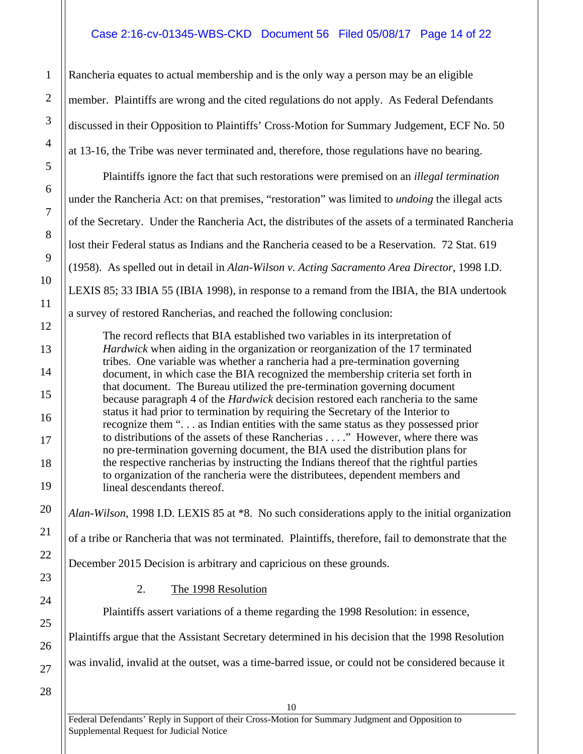Rancheria equates to actual membership and is the only way a person may be an eligible member. Plaintiffs are wrong and the cited regulations do not apply. As Federal Defendants discussed in their Opposition to Plaintiffs' Cross-Motion for Summary Judgement, ECF No. 50 at 13-16, the Tribe was never terminated and, therefore, those regulations have no bearing.

Plaintiffs ignore the fact that such restorations were premised on an *illegal termination* under the Rancheria Act: on that premises, "restoration" was limited to *undoing* the illegal acts of the Secretary. Under the Rancheria Act, the distributes of the assets of a terminated Rancheria lost their Federal status as Indians and the Rancheria ceased to be a Reservation. 72 Stat. 619 (1958). As spelled out in detail in *Alan-Wilson v. Acting Sacramento Area Director*, 1998 I.D. LEXIS 85; 33 IBIA 55 (IBIA 1998), in response to a remand from the IBIA, the BIA undertook a survey of restored Rancherias, and reached the following conclusion:

> The record reflects that BIA established two variables in its interpretation of *Hardwick* when aiding in the organization or reorganization of the 17 terminated tribes. One variable was whether a rancheria had a pre-termination governing document, in which case the BIA recognized the membership criteria set forth in that document. The Bureau utilized the pre-termination governing document because paragraph 4 of the *Hardwick* decision restored each rancheria to the same status it had prior to termination by requiring the Secretary of the Interior to recognize them ". . . as Indian entities with the same status as they possessed prior to distributions of the assets of these Rancherias . . . ." However, where there was no pre-termination governing document, the BIA used the distribution plans for the respective rancherias by instructing the Indians thereof that the rightful parties to organization of the rancheria were the distributees, dependent members and lineal descendants thereof.

*Alan-Wilson*, 1998 I.D. LEXIS 85 at *8. No such considerations apply to the initial organization of a tribe or Rancheria that was not terminated. Plaintiffs, therefore, fail to demonstrate that the December 2015 Decision is arbitrary and capricious on these grounds.

2. <u>The 1998 Resolution</u>

Plaintiffs assert variations of a theme regarding the 1998 Resolution: in essence, Plaintiffs argue that the Assistant Secretary determined in his decision that the 1998 Resolution was invalid, invalid at the outset, was a time-barred issue, or could not be considered because it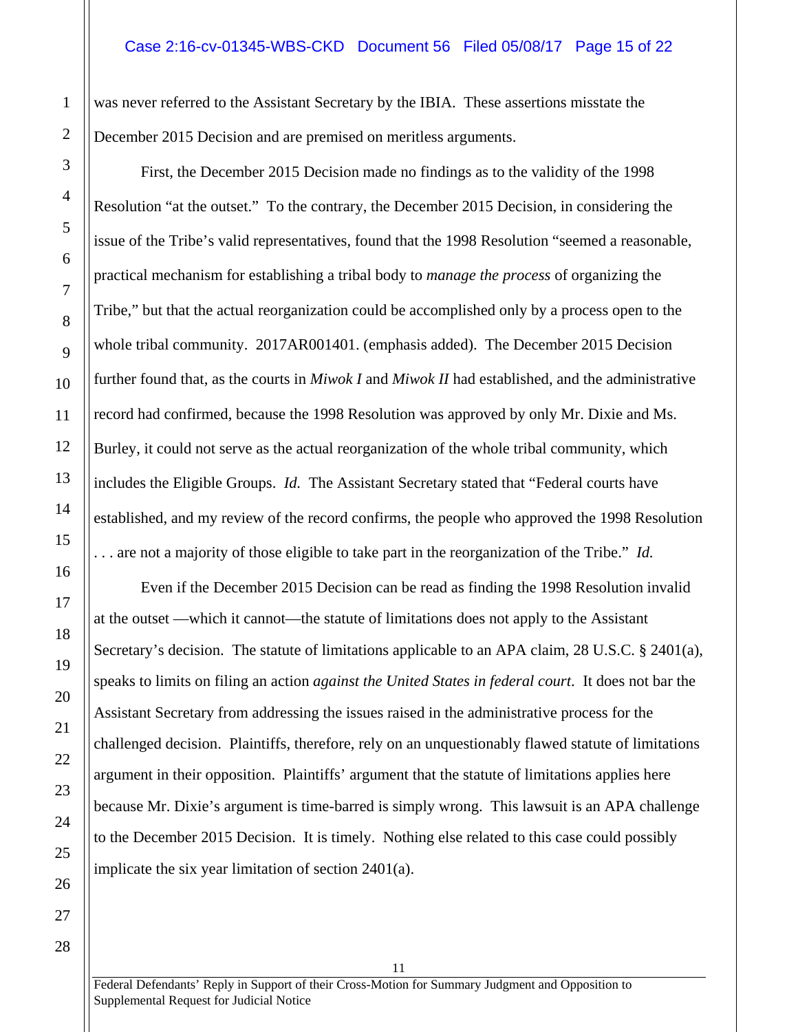was never referred to the Assistant Secretary by the IBIA. These assertions misstate the December 2015 Decision and are premised on meritless arguments.

First, the December 2015 Decision made no findings as to the validity of the 1998 Resolution "at the outset." To the contrary, the December 2015 Decision, in considering the issue of the Tribe's valid representatives, found that the 1998 Resolution "seemed a reasonable, practical mechanism for establishing a tribal body to *manage the process* of organizing the Tribe," but that the actual reorganization could be accomplished only by a process open to the whole tribal community. 2017AR001401. (emphasis added). The December 2015 Decision further found that, as the courts in *Miwok I* and *Miwok II* had established, and the administrative record had confirmed, because the 1998 Resolution was approved by only Mr. Dixie and Ms. Burley, it could not serve as the actual reorganization of the whole tribal community, which includes the Eligible Groups. *Id.* The Assistant Secretary stated that "Federal courts have established, and my review of the record confirms, the people who approved the 1998 Resolution . . . are not a majority of those eligible to take part in the reorganization of the Tribe." *Id.*

Even if the December 2015 Decision can be read as finding the 1998 Resolution invalid at the outset —which it cannot—the statute of limitations does not apply to the Assistant Secretary's decision. The statute of limitations applicable to an APA claim, 28 U.S.C. § 2401(a), speaks to limits on filing an action *against the United States in federal court*. It does not bar the Assistant Secretary from addressing the issues raised in the administrative process for the challenged decision. Plaintiffs, therefore, rely on an unquestionably flawed statute of limitations argument in their opposition. Plaintiffs' argument that the statute of limitations applies here because Mr. Dixie's argument is time-barred is simply wrong. This lawsuit is an APA challenge to the December 2015 Decision. It is timely. Nothing else related to this case could possibly implicate the six year limitation of section 2401(a).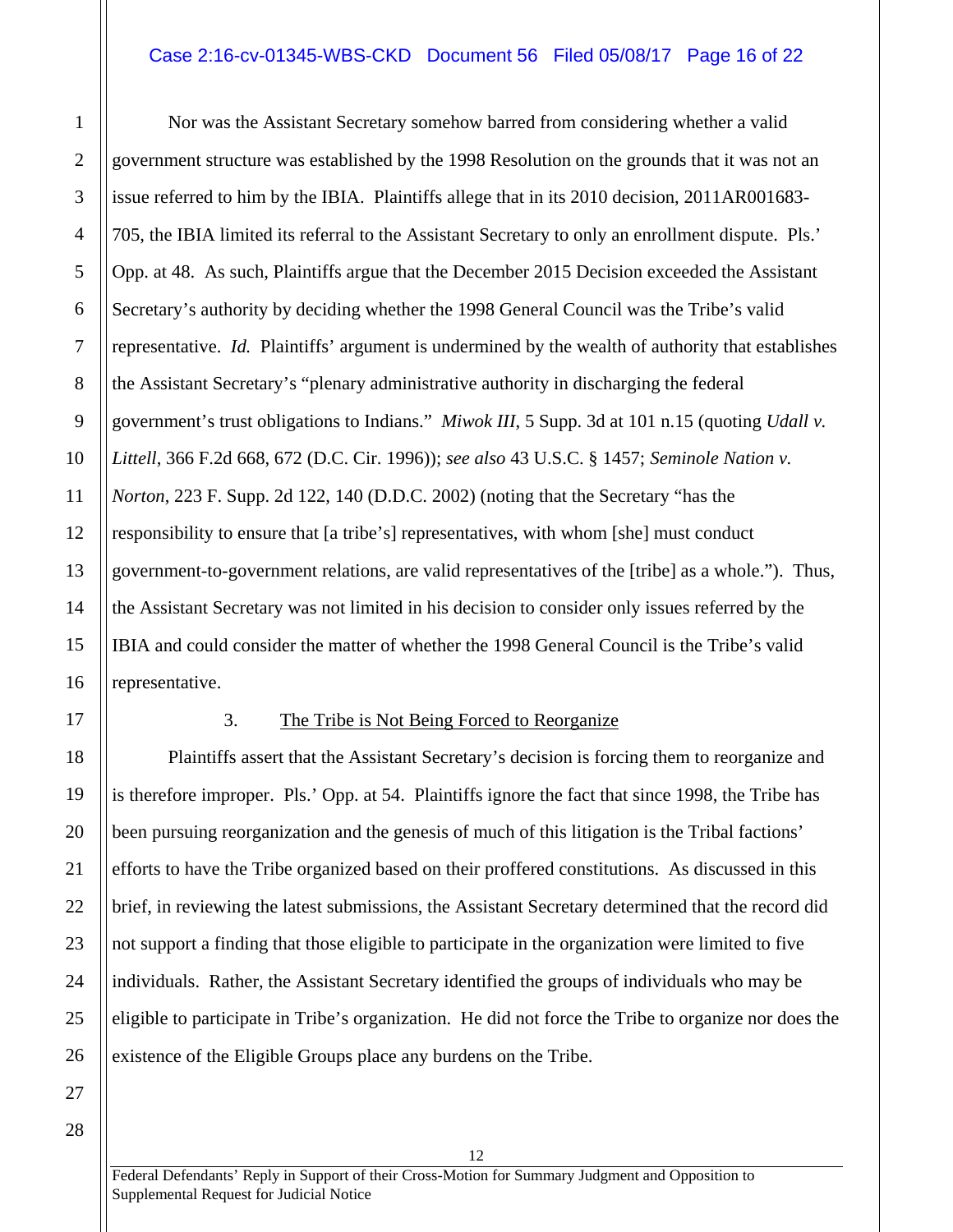Nor was the Assistant Secretary somehow barred from considering whether a valid government structure was established by the 1998 Resolution on the grounds that it was not an issue referred to him by the IBIA. Plaintiffs allege that in its 2010 decision, 2011AR001683-705, the IBIA limited its referral to the Assistant Secretary to only an enrollment dispute. Pls.' Opp. at 48. As such, Plaintiffs argue that the December 2015 Decision exceeded the Assistant Secretary's authority by deciding whether the 1998 General Council was the Tribe's valid representative. *Id.* Plaintiffs' argument is undermined by the wealth of authority that establishes the Assistant Secretary's "plenary administrative authority in discharging the federal government's trust obligations to Indians." *Miwok III*, 5 Supp. 3d at 101 n.15 (quoting *Udall v. Littell*, 366 F.2d 668, 672 (D.C. Cir. 1996)); *see also* 43 U.S.C. § 1457; *Seminole Nation v. Norton*, 223 F. Supp. 2d 122, 140 (D.D.C. 2002) (noting that the Secretary "has the responsibility to ensure that [a tribe's] representatives, with whom [she] must conduct government-to-government relations, are valid representatives of the [tribe] as a whole."). Thus, the Assistant Secretary was not limited in his decision to consider only issues referred by the IBIA and could consider the matter of whether the 1998 General Council is the Tribe's valid representative.

3. The Tribe is Not Being Forced to Reorganize

Plaintiffs assert that the Assistant Secretary's decision is forcing them to reorganize and is therefore improper. Pls.' Opp. at 54. Plaintiffs ignore the fact that since 1998, the Tribe has been pursuing reorganization and the genesis of much of this litigation is the Tribal factions' efforts to have the Tribe organized based on their proffered constitutions. As discussed in this brief, in reviewing the latest submissions, the Assistant Secretary determined that the record did not support a finding that those eligible to participate in the organization were limited to five individuals. Rather, the Assistant Secretary identified the groups of individuals who may be eligible to participate in Tribe's organization. He did not force the Tribe to organize nor does the existence of the Eligible Groups place any burdens on the Tribe.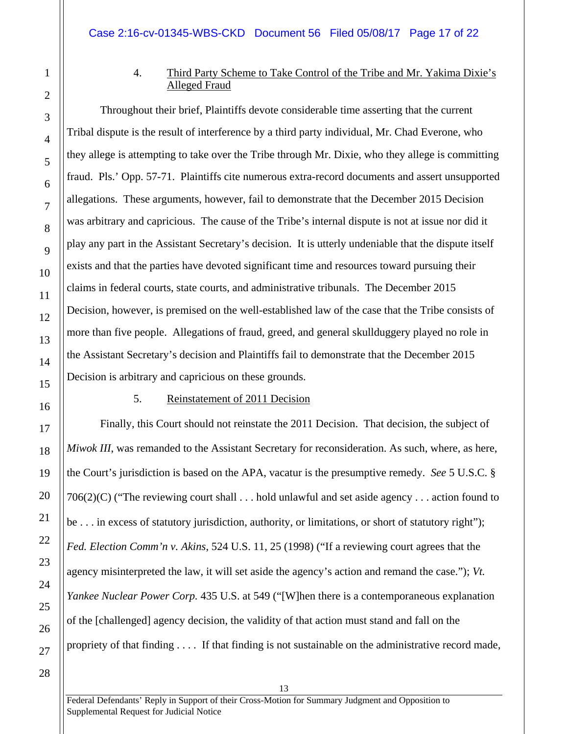4. Third Party Scheme to Take Control of the Tribe and Mr. Yakima Dixie's Alleged Fraud

Throughout their brief, Plaintiffs devote considerable time asserting that the current Tribal dispute is the result of interference by a third party individual, Mr. Chad Everone, who they allege is attempting to take over the Tribe through Mr. Dixie, who they allege is committing fraud. Pls.' Opp. 57-71. Plaintiffs cite numerous extra-record documents and assert unsupported allegations. These arguments, however, fail to demonstrate that the December 2015 Decision was arbitrary and capricious. The cause of the Tribe's internal dispute is not at issue nor did it play any part in the Assistant Secretary's decision. It is utterly undeniable that the dispute itself exists and that the parties have devoted significant time and resources toward pursuing their claims in federal courts, state courts, and administrative tribunals. The December 2015 Decision, however, is premised on the well-established law of the case that the Tribe consists of more than five people. Allegations of fraud, greed, and general skullduggery played no role in the Assistant Secretary's decision and Plaintiffs fail to demonstrate that the December 2015 Decision is arbitrary and capricious on these grounds.

5. Reinstatement of 2011 Decision

Finally, this Court should not reinstate the 2011 Decision. That decision, the subject of *Miwok III*, was remanded to the Assistant Secretary for reconsideration. As such, where, as here, the Court's jurisdiction is based on the APA, vacatur is the presumptive remedy. *See* 5 U.S.C. § 706(2)(C) ("The reviewing court shall . . . hold unlawful and set aside agency . . . action found to be . . . in excess of statutory jurisdiction, authority, or limitations, or short of statutory right"); *Fed. Election Comm'n v. Akins*, 524 U.S. 11, 25 (1998) ("If a reviewing court agrees that the agency misinterpreted the law, it will set aside the agency's action and remand the case."); *Vt. Yankee Nuclear Power Corp.* 435 U.S. at 549 ("[W]hen there is a contemporaneous explanation of the [challenged] agency decision, the validity of that action must stand and fall on the propriety of that finding . . . . If that finding is not sustainable on the administrative record made,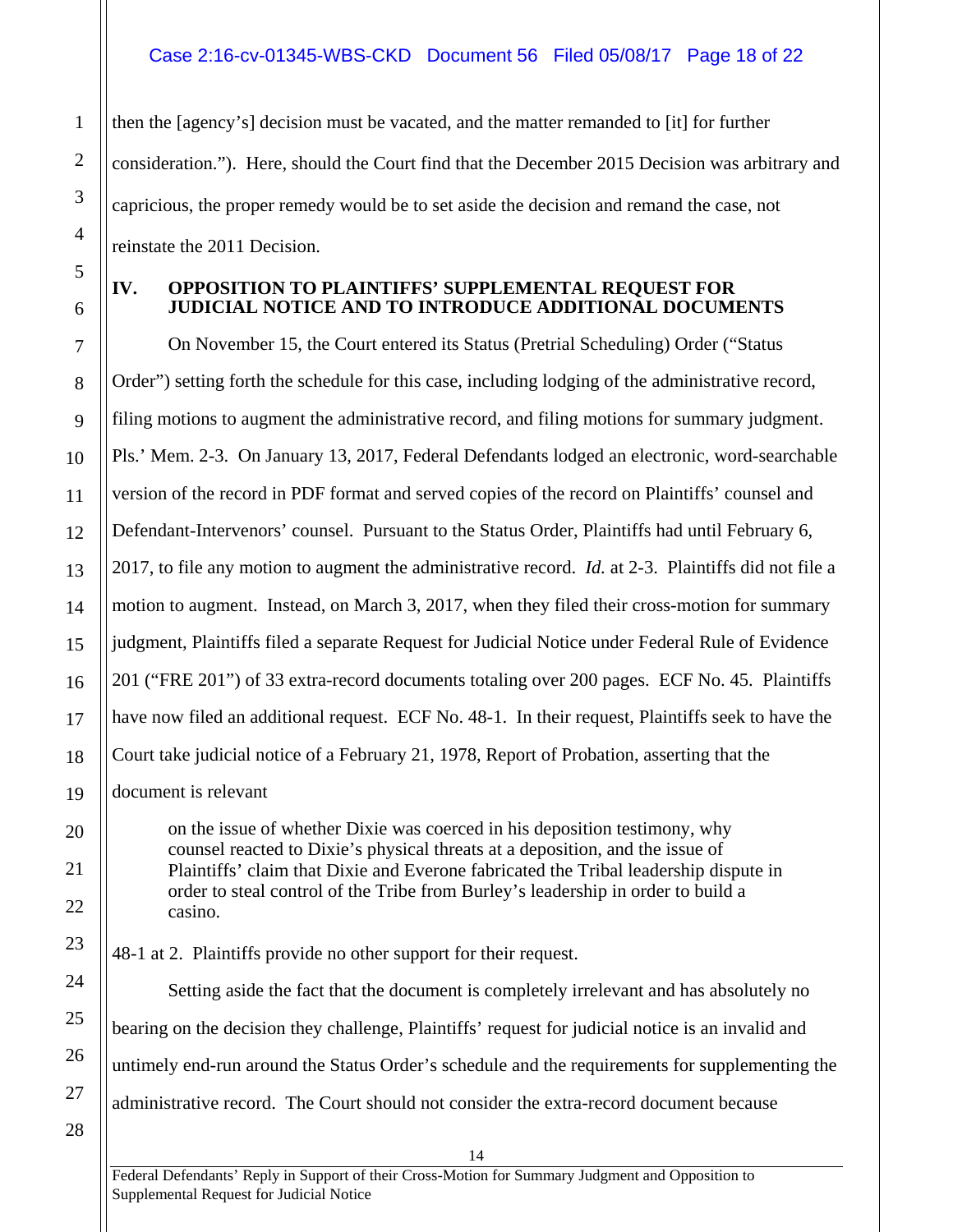then the [agency's] decision must be vacated, and the matter remanded to [it] for further consideration."). Here, should the Court find that the December 2015 Decision was arbitrary and capricious, the proper remedy would be to set aside the decision and remand the case, not reinstate the 2011 Decision.

## IV. OPPOSITION TO PLAINTIFFS' SUPPLEMENTAL REQUEST FOR JUDICIAL NOTICE AND TO INTRODUCE ADDITIONAL DOCUMENTS

On November 15, the Court entered its Status (Pretrial Scheduling) Order ("Status Order") setting forth the schedule for this case, including lodging of the administrative record, filing motions to augment the administrative record, and filing motions for summary judgment. Pls.' Mem. 2-3. On January 13, 2017, Federal Defendants lodged an electronic, word-searchable version of the record in PDF format and served copies of the record on Plaintiffs' counsel and Defendant-Intervenors' counsel. Pursuant to the Status Order, Plaintiffs had until February 6, 2017, to file any motion to augment the administrative record. *Id.* at 2-3. Plaintiffs did not file a motion to augment. Instead, on March 3, 2017, when they filed their cross-motion for summary judgment, Plaintiffs filed a separate Request for Judicial Notice under Federal Rule of Evidence 201 ("FRE 201") of 33 extra-record documents totaling over 200 pages. ECF No. 45. Plaintiffs have now filed an additional request. ECF No. 48-1. In their request, Plaintiffs seek to have the Court take judicial notice of a February 21, 1978, Report of Probation, asserting that the document is relevant

> on the issue of whether Dixie was coerced in his deposition testimony, why counsel reacted to Dixie's physical threats at a deposition, and the issue of Plaintiffs' claim that Dixie and Everone fabricated the Tribal leadership dispute in order to steal control of the Tribe from Burley's leadership in order to build a casino.

48-1 at 2. Plaintiffs provide no other support for their request.

Setting aside the fact that the document is completely irrelevant and has absolutely no bearing on the decision they challenge, Plaintiffs' request for judicial notice is an invalid and untimely end-run around the Status Order's schedule and the requirements for supplementing the administrative record. The Court should not consider the extra-record document because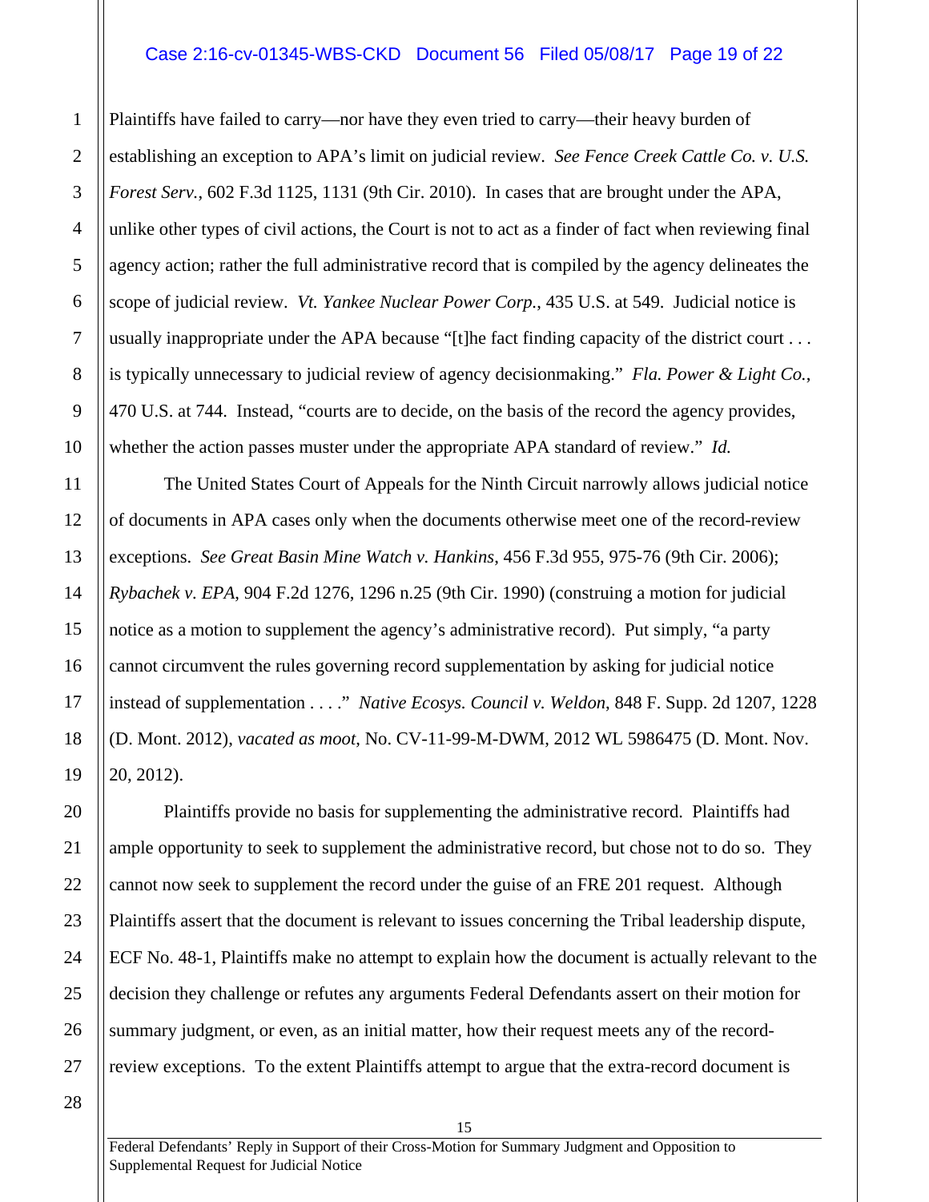Plaintiffs have failed to carry—nor have they even tried to carry—their heavy burden of establishing an exception to APA's limit on judicial review. *See Fence Creek Cattle Co. v. U.S. Forest Serv.*, 602 F.3d 1125, 1131 (9th Cir. 2010). In cases that are brought under the APA, unlike other types of civil actions, the Court is not to act as a finder of fact when reviewing final agency action; rather the full administrative record that is compiled by the agency delineates the scope of judicial review. *Vt. Yankee Nuclear Power Corp.*, 435 U.S. at 549. Judicial notice is usually inappropriate under the APA because "[t]he fact finding capacity of the district court . . . is typically unnecessary to judicial review of agency decisionmaking." *Fla. Power & Light Co.*, 470 U.S. at 744. Instead, "courts are to decide, on the basis of the record the agency provides, whether the action passes muster under the appropriate APA standard of review." *Id.*

The United States Court of Appeals for the Ninth Circuit narrowly allows judicial notice of documents in APA cases only when the documents otherwise meet one of the record-review exceptions. *See Great Basin Mine Watch v. Hankins*, 456 F.3d 955, 975-76 (9th Cir. 2006); *Rybachek v. EPA*, 904 F.2d 1276, 1296 n.25 (9th Cir. 1990) (construing a motion for judicial notice as a motion to supplement the agency's administrative record). Put simply, "a party cannot circumvent the rules governing record supplementation by asking for judicial notice instead of supplementation . . . ." *Native Ecosys. Council v. Weldon*, 848 F. Supp. 2d 1207, 1228 (D. Mont. 2012), *vacated as moot*, No. CV-11-99-M-DWM, 2012 WL 5986475 (D. Mont. Nov. 20, 2012).

Plaintiffs provide no basis for supplementing the administrative record. Plaintiffs had ample opportunity to seek to supplement the administrative record, but chose not to do so. They cannot now seek to supplement the record under the guise of an FRE 201 request. Although Plaintiffs assert that the document is relevant to issues concerning the Tribal leadership dispute, ECF No. 48-1, Plaintiffs make no attempt to explain how the document is actually relevant to the decision they challenge or refutes any arguments Federal Defendants assert on their motion for summary judgment, or even, as an initial matter, how their request meets any of the record-review exceptions. To the extent Plaintiffs attempt to argue that the extra-record document is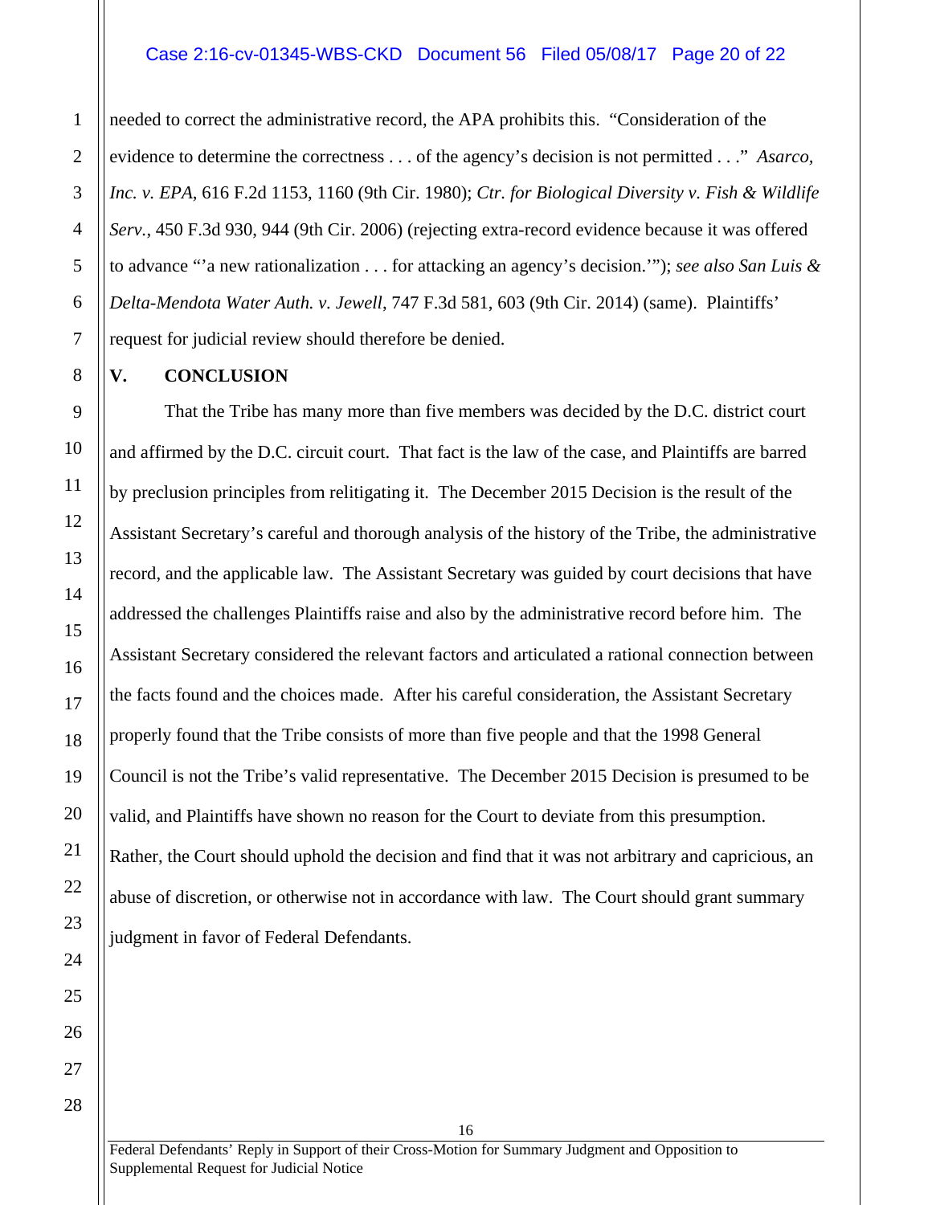needed to correct the administrative record, the APA prohibits this. "Consideration of the evidence to determine the correctness . . . of the agency's decision is not permitted . . ." *Asarco, Inc. v. EPA*, 616 F.2d 1153, 1160 (9th Cir. 1980); *Ctr. for Biological Diversity v. Fish & Wildlife Serv.*, 450 F.3d 930, 944 (9th Cir. 2006) (rejecting extra-record evidence because it was offered to advance "'a new rationalization . . . for attacking an agency's decision.'"); *see also San Luis & Delta-Mendota Water Auth. v. Jewell*, 747 F.3d 581, 603 (9th Cir. 2014) (same). Plaintiffs' request for judicial review should therefore be denied.

## V. CONCLUSION

That the Tribe has many more than five members was decided by the D.C. district court and affirmed by the D.C. circuit court. That fact is the law of the case, and Plaintiffs are barred by preclusion principles from relitigating it. The December 2015 Decision is the result of the Assistant Secretary's careful and thorough analysis of the history of the Tribe, the administrative record, and the applicable law. The Assistant Secretary was guided by court decisions that have addressed the challenges Plaintiffs raise and also by the administrative record before him. The Assistant Secretary considered the relevant factors and articulated a rational connection between the facts found and the choices made. After his careful consideration, the Assistant Secretary properly found that the Tribe consists of more than five people and that the 1998 General Council is not the Tribe's valid representative. The December 2015 Decision is presumed to be valid, and Plaintiffs have shown no reason for the Court to deviate from this presumption. Rather, the Court should uphold the decision and find that it was not arbitrary and capricious, an abuse of discretion, or otherwise not in accordance with law. The Court should grant summary judgment in favor of Federal Defendants.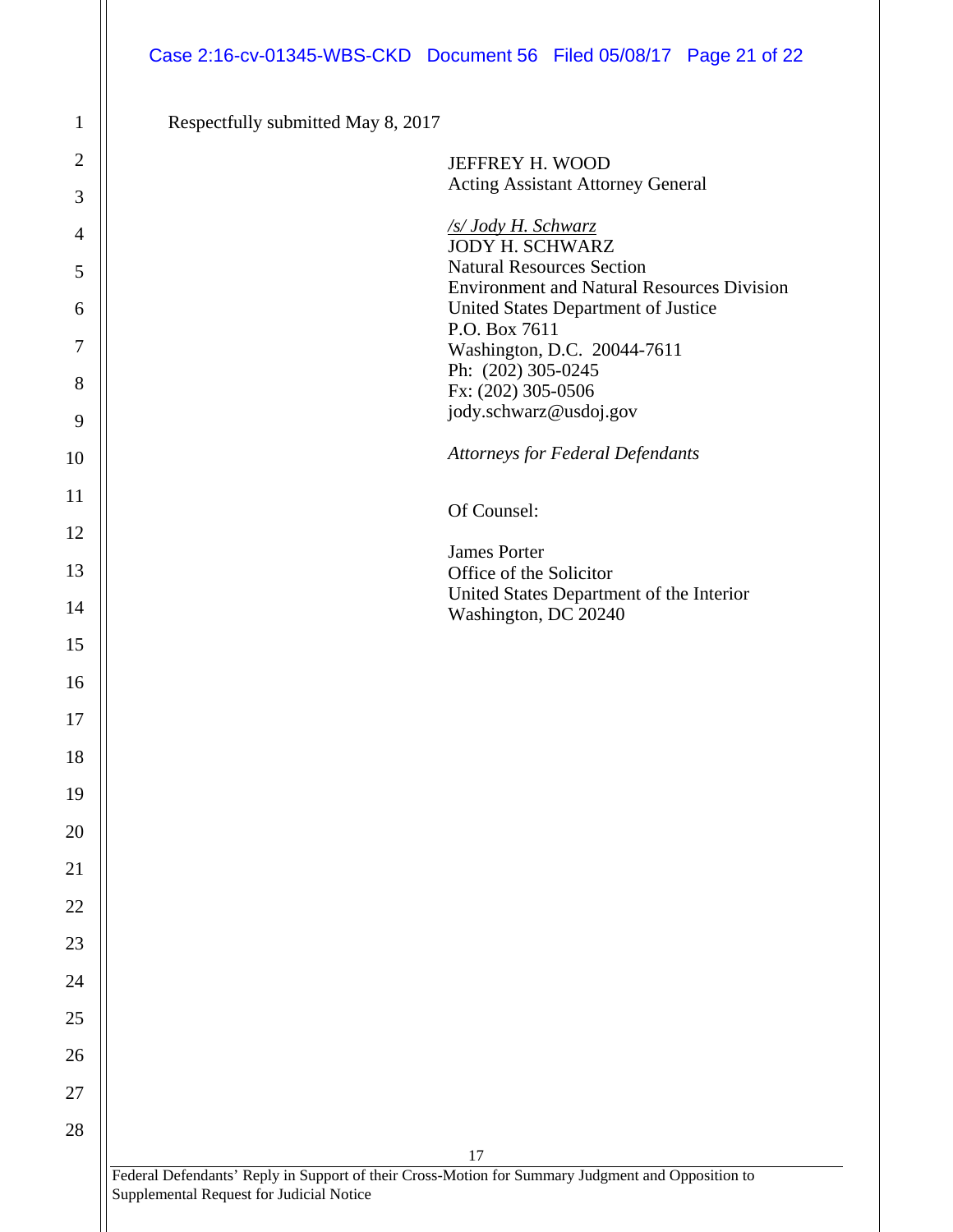Respectfully submitted May 8, 2017

JEFFREY H. WOOD
Acting Assistant Attorney General

*/s/ Jody H. Schwarz*
JODY H. SCHWARZ
Natural Resources Section
Environment and Natural Resources Division
United States Department of Justice
P.O. Box 7611
Washington, D.C. 20044-7611
Ph: (202) 305-0245
Fx: (202) 305-0506
jody.schwarz@usdoj.gov

*Attorneys for Federal Defendants*

Of Counsel:

James Porter
Office of the Solicitor
United States Department of the Interior
Washington, DC 20240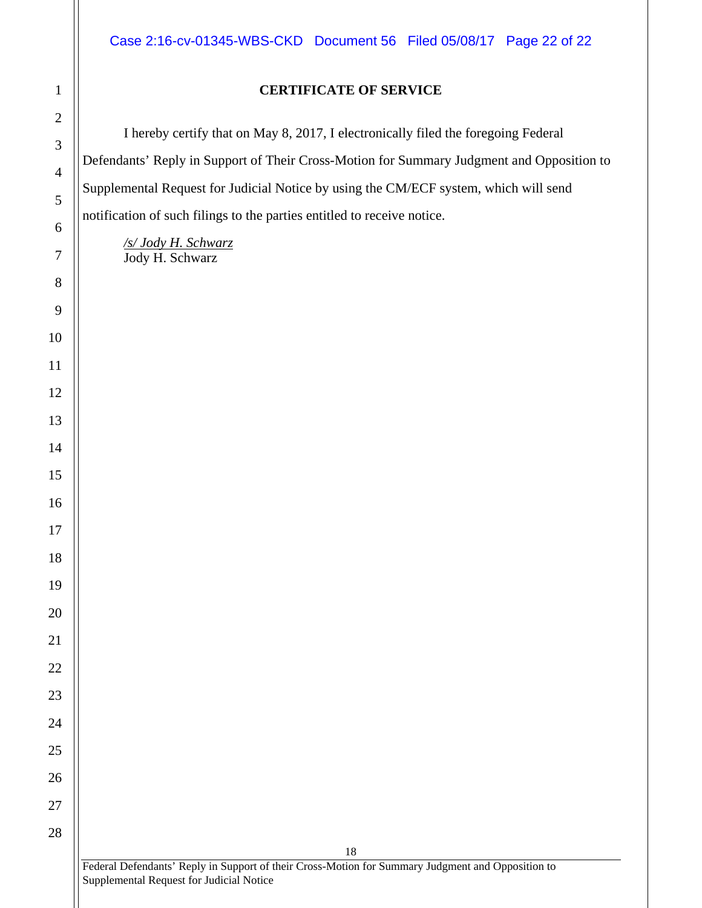**CERTIFICATE OF SERVICE**

I hereby certify that on May 8, 2017, I electronically filed the foregoing Federal Defendants' Reply in Support of Their Cross-Motion for Summary Judgment and Opposition to Supplemental Request for Judicial Notice by using the CM/ECF system, which will send notification of such filings to the parties entitled to receive notice.

*/s/ Jody H. Schwarz*
Jody H. Schwarz